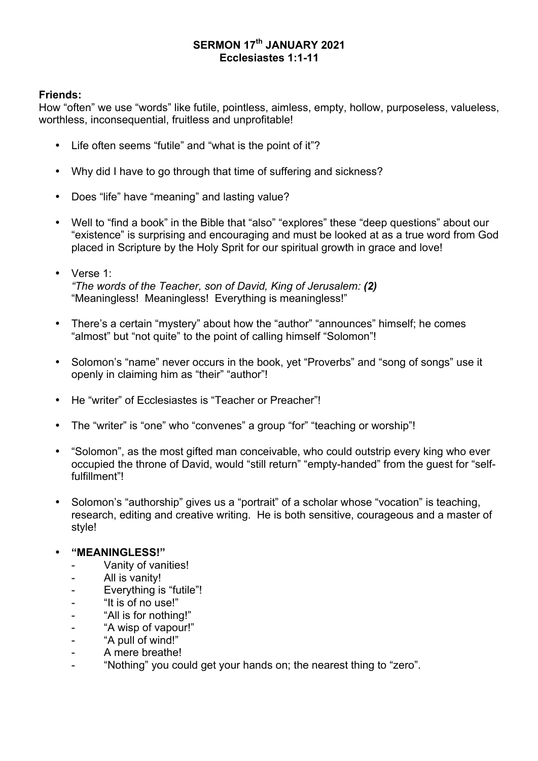**SERMON 17th JANUARY 2021**
**Ecclesiastes 1:1-11**

**Friends:**
How "often" we use "words" like futile, pointless, aimless, empty, hollow, purposeless, valueless, worthless, inconsequential, fruitless and unprofitable!

- Life often seems "futile" and "what is the point of it"?
- Why did I have to go through that time of suffering and sickness?
- Does "life" have "meaning" and lasting value?
- Well to "find a book" in the Bible that "also" "explores" these "deep questions" about our "existence" is surprising and encouraging and must be looked at as a true word from God placed in Scripture by the Holy Sprit for our spiritual growth in grace and love!
- Verse 1:
  *"The words of the Teacher, son of David, King of Jerusalem:* ***(2)***
  "Meaningless! Meaningless! Everything is meaningless!"
- There's a certain "mystery" about how the "author" "announces" himself; he comes "almost" but "not quite" to the point of calling himself "Solomon"!
- Solomon's "name" never occurs in the book, yet "Proverbs" and "song of songs" use it openly in claiming him as "their" "author"!
- He "writer" of Ecclesiastes is "Teacher or Preacher"!
- The "writer" is "one" who "convenes" a group "for" "teaching or worship"!
- "Solomon", as the most gifted man conceivable, who could outstrip every king who ever occupied the throne of David, would "still return" "empty-handed" from the guest for "self-fulfillment"!
- Solomon's "authorship" gives us a "portrait" of a scholar whose "vocation" is teaching, research, editing and creative writing. He is both sensitive, courageous and a master of style!
- **"MEANINGLESS!"**
  - Vanity of vanities!
  - All is vanity!
  - Everything is "futile"!
  - "It is of no use!"
  - "All is for nothing!"
  - "A wisp of vapour!"
  - "A pull of wind!"
  - A mere breathe!
  - "Nothing" you could get your hands on; the nearest thing to "zero".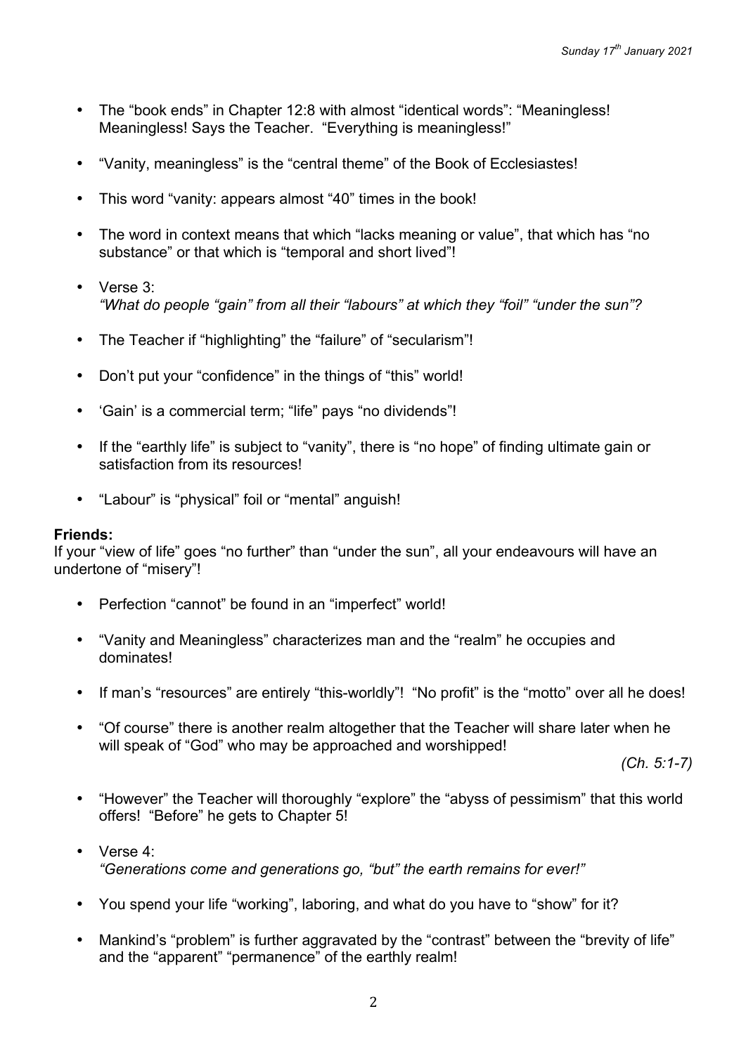- The "book ends" in Chapter 12:8 with almost "identical words": "Meaningless! Meaningless! Says the Teacher. "Everything is meaningless!"

- "Vanity, meaningless" is the "central theme" of the Book of Ecclesiastes!

- This word "vanity: appears almost "40" times in the book!

- The word in context means that which "lacks meaning or value", that which has "no substance" or that which is "temporal and short lived"!

- Verse 3:
  *"What do people "gain" from all their "labours" at which they "foil" "under the sun"?*

- The Teacher if "highlighting" the "failure" of "secularism"!

- Don't put your "confidence" in the things of "this" world!

- 'Gain' is a commercial term; "life" pays "no dividends"!

- If the "earthly life" is subject to "vanity", there is "no hope" of finding ultimate gain or satisfaction from its resources!

- "Labour" is "physical" foil or "mental" anguish!

**Friends:**
If your "view of life" goes "no further" than "under the sun", all your endeavours will have an undertone of "misery"!

- Perfection "cannot" be found in an "imperfect" world!

- "Vanity and Meaningless" characterizes man and the "realm" he occupies and dominates!

- If man's "resources" are entirely "this-worldly"! "No profit" is the "motto" over all he does!

- "Of course" there is another realm altogether that the Teacher will share later when he will speak of "God" who may be approached and worshipped!

  *(Ch. 5:1-7)*

- "However" the Teacher will thoroughly "explore" the "abyss of pessimism" that this world offers! "Before" he gets to Chapter 5!

- Verse 4:
  *"Generations come and generations go, "but" the earth remains for ever!"*

- You spend your life "working", laboring, and what do you have to "show" for it?

- Mankind's "problem" is further aggravated by the "contrast" between the "brevity of life" and the "apparent" "permanence" of the earthly realm!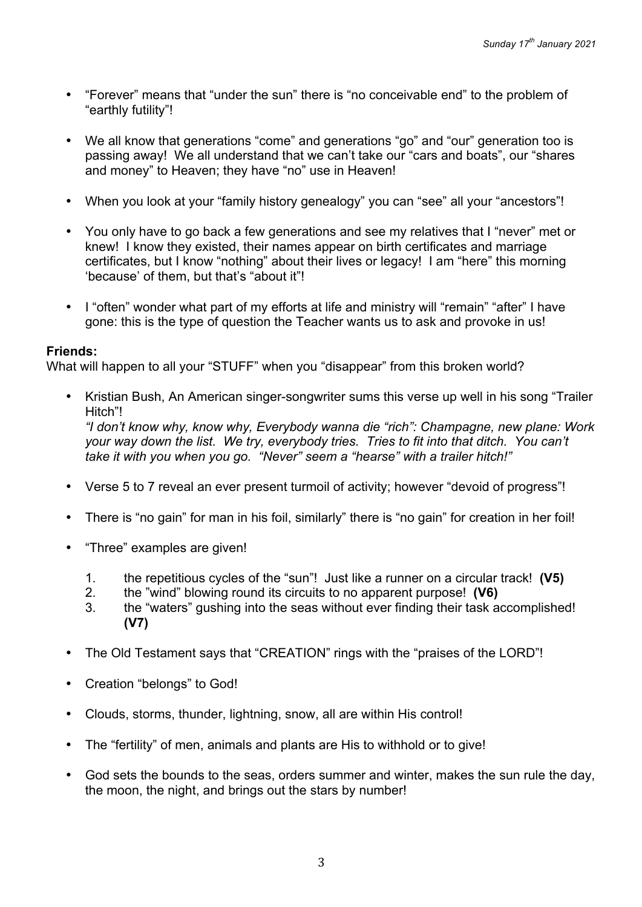- "Forever" means that "under the sun" there is "no conceivable end" to the problem of "earthly futility"!

- We all know that generations "come" and generations "go" and "our" generation too is passing away! We all understand that we can't take our "cars and boats", our "shares and money" to Heaven; they have "no" use in Heaven!

- When you look at your "family history genealogy" you can "see" all your "ancestors"!

- You only have to go back a few generations and see my relatives that I "never" met or knew! I know they existed, their names appear on birth certificates and marriage certificates, but I know "nothing" about their lives or legacy! I am "here" this morning 'because' of them, but that's "about it"!

- I "often" wonder what part of my efforts at life and ministry will "remain" "after" I have gone: this is the type of question the Teacher wants us to ask and provoke in us!

**Friends:**
What will happen to all your "STUFF" when you "disappear" from this broken world?

- Kristian Bush, An American singer-songwriter sums this verse up well in his song "Trailer Hitch"!
  *"I don't know why, know why, Everybody wanna die "rich": Champagne, new plane: Work your way down the list. We try, everybody tries. Tries to fit into that ditch. You can't take it with you when you go. "Never" seem a "hearse" with a trailer hitch!"*

- Verse 5 to 7 reveal an ever present turmoil of activity; however "devoid of progress"!

- There is "no gain" for man in his foil, similarly" there is "no gain" for creation in her foil!

- "Three" examples are given!

  1. the repetitious cycles of the "sun"! Just like a runner on a circular track! **(V5)**
  2. the "wind" blowing round its circuits to no apparent purpose! **(V6)**
  3. the "waters" gushing into the seas without ever finding their task accomplished! **(V7)**

- The Old Testament says that "CREATION" rings with the "praises of the LORD"!

- Creation "belongs" to God!

- Clouds, storms, thunder, lightning, snow, all are within His control!

- The "fertility" of men, animals and plants are His to withhold or to give!

- God sets the bounds to the seas, orders summer and winter, makes the sun rule the day, the moon, the night, and brings out the stars by number!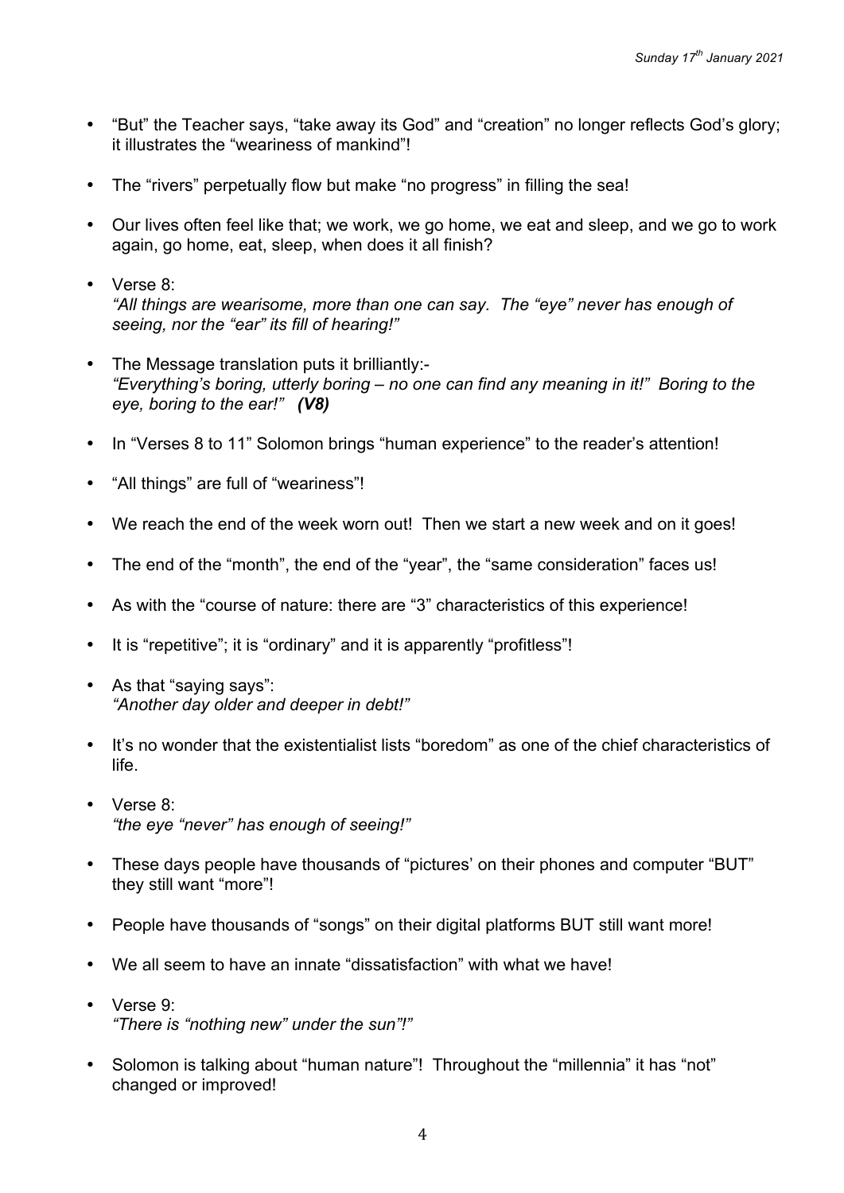- "But" the Teacher says, "take away its God" and "creation" no longer reflects God's glory; it illustrates the "weariness of mankind"!

- The "rivers" perpetually flow but make "no progress" in filling the sea!

- Our lives often feel like that; we work, we go home, we eat and sleep, and we go to work again, go home, eat, sleep, when does it all finish?

- Verse 8:
  *"All things are wearisome, more than one can say. The "eye" never has enough of seeing, nor the "ear" its fill of hearing!"*

- The Message translation puts it brilliantly:-
  *"Everything's boring, utterly boring – no one can find any meaning in it!" Boring to the eye, boring to the ear!"* ***(V8)***

- In "Verses 8 to 11" Solomon brings "human experience" to the reader's attention!

- "All things" are full of "weariness"!

- We reach the end of the week worn out! Then we start a new week and on it goes!

- The end of the "month", the end of the "year", the "same consideration" faces us!

- As with the "course of nature: there are "3" characteristics of this experience!

- It is "repetitive"; it is "ordinary" and it is apparently "profitless"!

- As that "saying says":
  *"Another day older and deeper in debt!"*

- It's no wonder that the existentialist lists "boredom" as one of the chief characteristics of life.

- Verse 8:
  *"the eye "never" has enough of seeing!"*

- These days people have thousands of "pictures' on their phones and computer "BUT" they still want "more"!

- People have thousands of "songs" on their digital platforms BUT still want more!

- We all seem to have an innate "dissatisfaction" with what we have!

- Verse 9:
  *"There is "nothing new" under the sun"!"*

- Solomon is talking about "human nature"! Throughout the "millennia" it has "not" changed or improved!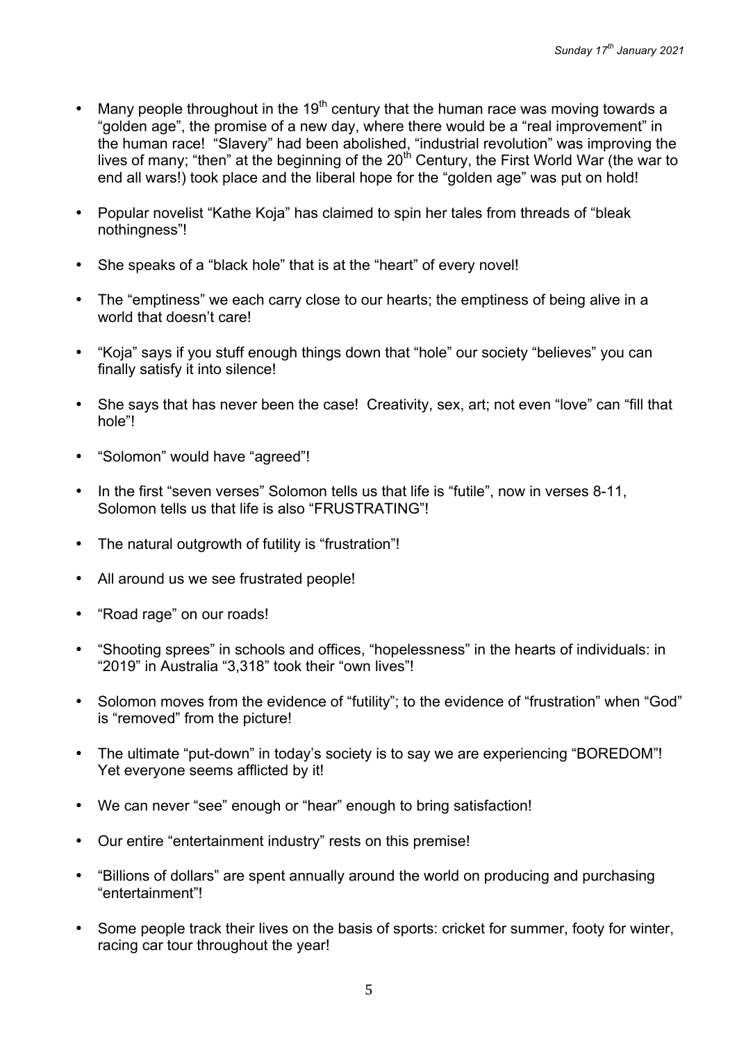- Many people throughout in the 19th century that the human race was moving towards a "golden age", the promise of a new day, where there would be a "real improvement" in the human race! "Slavery" had been abolished, "industrial revolution" was improving the lives of many; "then" at the beginning of the 20th Century, the First World War (the war to end all wars!) took place and the liberal hope for the "golden age" was put on hold!

- Popular novelist "Kathe Koja" has claimed to spin her tales from threads of "bleak nothingness"!

- She speaks of a "black hole" that is at the "heart" of every novel!

- The "emptiness" we each carry close to our hearts; the emptiness of being alive in a world that doesn't care!

- "Koja" says if you stuff enough things down that "hole" our society "believes" you can finally satisfy it into silence!

- She says that has never been the case! Creativity, sex, art; not even "love" can "fill that hole"!

- "Solomon" would have "agreed"!

- In the first "seven verses" Solomon tells us that life is "futile", now in verses 8-11, Solomon tells us that life is also "FRUSTRATING"!

- The natural outgrowth of futility is "frustration"!

- All around us we see frustrated people!

- "Road rage" on our roads!

- "Shooting sprees" in schools and offices, "hopelessness" in the hearts of individuals: in "2019" in Australia "3,318" took their "own lives"!

- Solomon moves from the evidence of "futility"; to the evidence of "frustration" when "God" is "removed" from the picture!

- The ultimate "put-down" in today's society is to say we are experiencing "BOREDOM"! Yet everyone seems afflicted by it!

- We can never "see" enough or "hear" enough to bring satisfaction!

- Our entire "entertainment industry" rests on this premise!

- "Billions of dollars" are spent annually around the world on producing and purchasing "entertainment"!

- Some people track their lives on the basis of sports: cricket for summer, footy for winter, racing car tour throughout the year!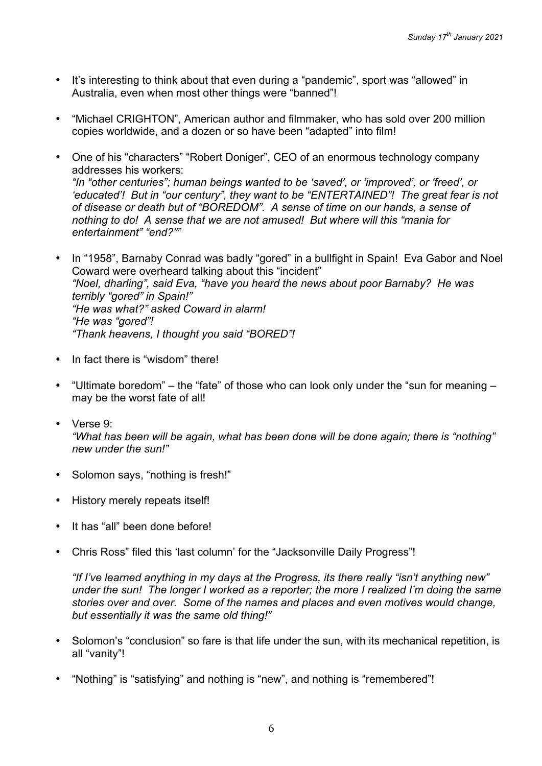*Sunday 17th January 2021*

- It's interesting to think about that even during a "pandemic", sport was "allowed" in Australia, even when most other things were "banned"!

- "Michael CRIGHTON", American author and filmmaker, who has sold over 200 million copies worldwide, and a dozen or so have been "adapted" into film!

- One of his "characters" "Robert Doniger", CEO of an enormous technology company addresses his workers:
  *"In "other centuries"; human beings wanted to be 'saved', or 'improved', or 'freed', or 'educated'! But in "our century", they want to be "ENTERTAINED"! The great fear is not of disease or death but of "BOREDOM". A sense of time on our hands, a sense of nothing to do! A sense that we are not amused! But where will this "mania for entertainment" "end?""*

- In "1958", Barnaby Conrad was badly "gored" in a bullfight in Spain! Eva Gabor and Noel Coward were overheard talking about this "incident"
  *"Noel, dharling", said Eva, "have you heard the news about poor Barnaby? He was terribly "gored" in Spain!"*
  *"He was what?" asked Coward in alarm!*
  *"He was "gored"!*
  *"Thank heavens, I thought you said "BORED"!*

- In fact there is "wisdom" there!

- "Ultimate boredom" – the "fate" of those who can look only under the "sun for meaning – may be the worst fate of all!

- Verse 9:
  *"What has been will be again, what has been done will be done again; there is "nothing" new under the sun!"*

- Solomon says, "nothing is fresh!"

- History merely repeats itself!

- It has "all" been done before!

- Chris Ross" filed this 'last column' for the "Jacksonville Daily Progress"!

  *"If I've learned anything in my days at the Progress, its there really "isn't anything new" under the sun! The longer I worked as a reporter; the more I realized I'm doing the same stories over and over. Some of the names and places and even motives would change, but essentially it was the same old thing!"*

- Solomon's "conclusion" so fare is that life under the sun, with its mechanical repetition, is all "vanity"!

- "Nothing" is "satisfying" and nothing is "new", and nothing is "remembered"!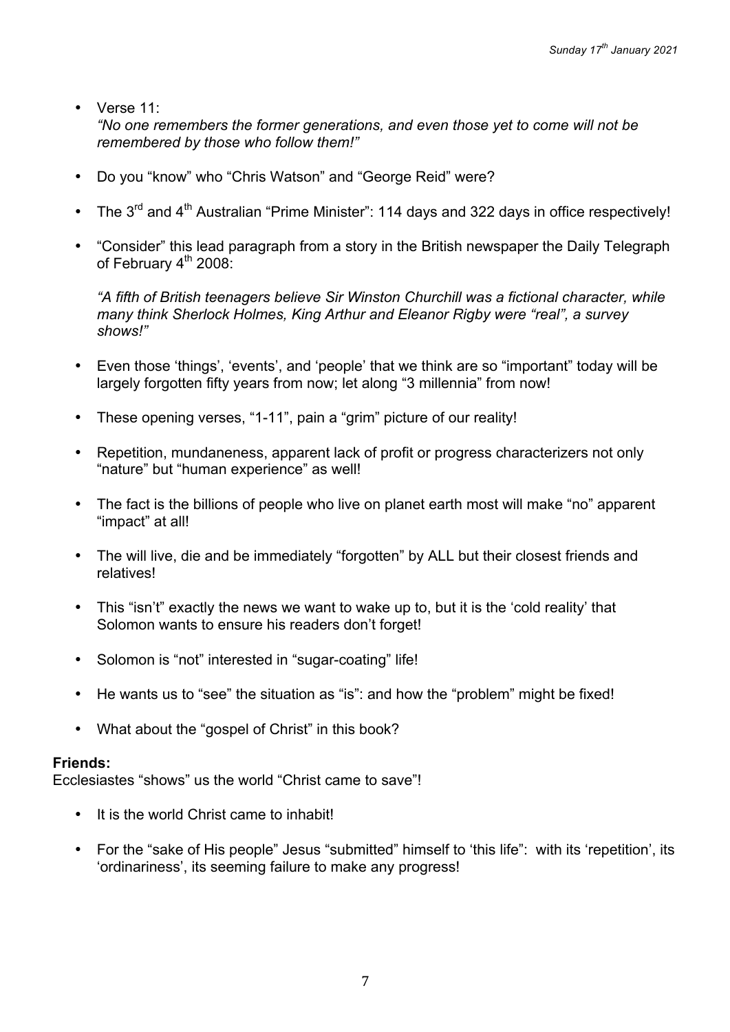- Verse 11:
  *"No one remembers the former generations, and even those yet to come will not be remembered by those who follow them!"*

- Do you "know" who "Chris Watson" and "George Reid" were?

- The 3rd and 4th Australian "Prime Minister": 114 days and 322 days in office respectively!

- "Consider" this lead paragraph from a story in the British newspaper the Daily Telegraph of February 4th 2008:

  *"A fifth of British teenagers believe Sir Winston Churchill was a fictional character, while many think Sherlock Holmes, King Arthur and Eleanor Rigby were "real", a survey shows!"*

- Even those 'things', 'events', and 'people' that we think are so "important" today will be largely forgotten fifty years from now; let along "3 millennia" from now!

- These opening verses, "1-11", pain a "grim" picture of our reality!

- Repetition, mundaneness, apparent lack of profit or progress characterizers not only "nature" but "human experience" as well!

- The fact is the billions of people who live on planet earth most will make "no" apparent "impact" at all!

- The will live, die and be immediately "forgotten" by ALL but their closest friends and relatives!

- This "isn't" exactly the news we want to wake up to, but it is the 'cold reality' that Solomon wants to ensure his readers don't forget!

- Solomon is "not" interested in "sugar-coating" life!

- He wants us to "see" the situation as "is": and how the "problem" might be fixed!

- What about the "gospel of Christ" in this book?

**Friends:**
Ecclesiastes "shows" us the world "Christ came to save"!

- It is the world Christ came to inhabit!

- For the "sake of His people" Jesus "submitted" himself to 'this life": with its 'repetition', its 'ordinariness', its seeming failure to make any progress!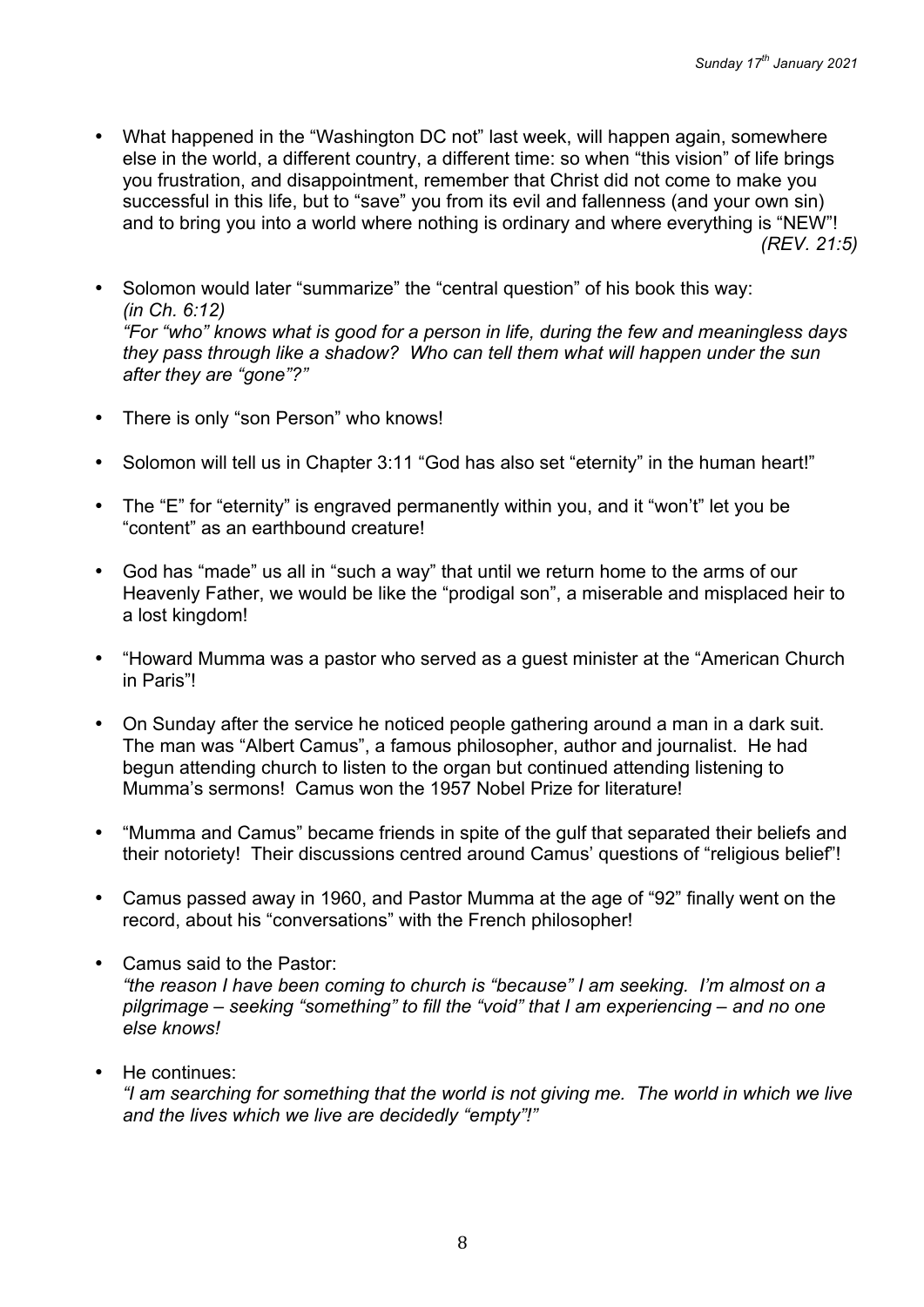- What happened in the "Washington DC not" last week, will happen again, somewhere else in the world, a different country, a different time: so when "this vision" of life brings you frustration, and disappointment, remember that Christ did not come to make you successful in this life, but to "save" you from its evil and fallenness (and your own sin) and to bring you into a world where nothing is ordinary and where everything is "NEW"! *(REV. 21:5)*

- Solomon would later "summarize" the "central question" of his book this way: *(in Ch. 6:12)*
  *"For "who" knows what is good for a person in life, during the few and meaningless days they pass through like a shadow? Who can tell them what will happen under the sun after they are "gone"?"*

- There is only "son Person" who knows!

- Solomon will tell us in Chapter 3:11 "God has also set "eternity" in the human heart!"

- The "E" for "eternity" is engraved permanently within you, and it "won't" let you be "content" as an earthbound creature!

- God has "made" us all in "such a way" that until we return home to the arms of our Heavenly Father, we would be like the "prodigal son", a miserable and misplaced heir to a lost kingdom!

- "Howard Mumma was a pastor who served as a guest minister at the "American Church in Paris"!

- On Sunday after the service he noticed people gathering around a man in a dark suit. The man was "Albert Camus", a famous philosopher, author and journalist. He had begun attending church to listen to the organ but continued attending listening to Mumma's sermons! Camus won the 1957 Nobel Prize for literature!

- "Mumma and Camus" became friends in spite of the gulf that separated their beliefs and their notoriety! Their discussions centred around Camus' questions of "religious belief"!

- Camus passed away in 1960, and Pastor Mumma at the age of "92" finally went on the record, about his "conversations" with the French philosopher!

- Camus said to the Pastor:
  *"the reason I have been coming to church is "because" I am seeking. I'm almost on a pilgrimage – seeking "something" to fill the "void" that I am experiencing – and no one else knows!*

- He continues:
  *"I am searching for something that the world is not giving me. The world in which we live and the lives which we live are decidedly "empty"!"*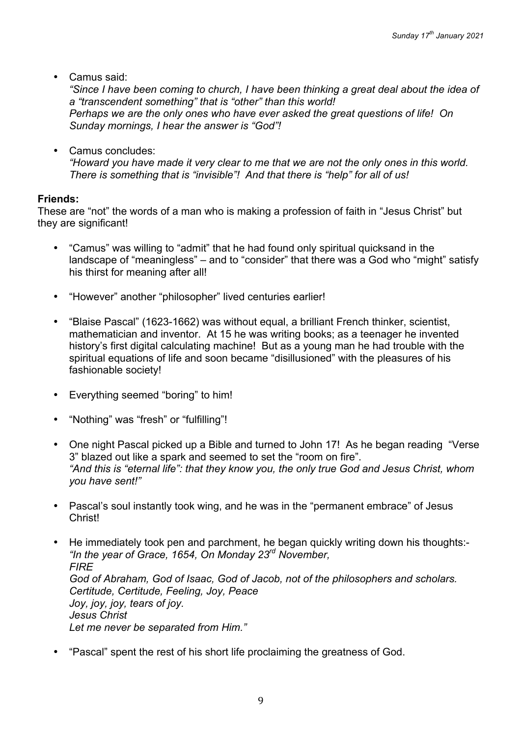- Camus said:
  *"Since I have been coming to church, I have been thinking a great deal about the idea of a "transcendent something" that is "other" than this world!*
  *Perhaps we are the only ones who have ever asked the great questions of life! On Sunday mornings, I hear the answer is "God"!*

- Camus concludes:
  *"Howard you have made it very clear to me that we are not the only ones in this world. There is something that is "invisible"! And that there is "help" for all of us!*

**Friends:**
These are "not" the words of a man who is making a profession of faith in "Jesus Christ" but they are significant!

- "Camus" was willing to "admit" that he had found only spiritual quicksand in the landscape of "meaningless" – and to "consider" that there was a God who "might" satisfy his thirst for meaning after all!

- "However" another "philosopher" lived centuries earlier!

- "Blaise Pascal" (1623-1662) was without equal, a brilliant French thinker, scientist, mathematician and inventor. At 15 he was writing books; as a teenager he invented history's first digital calculating machine! But as a young man he had trouble with the spiritual equations of life and soon became "disillusioned" with the pleasures of his fashionable society!

- Everything seemed "boring" to him!

- "Nothing" was "fresh" or "fulfilling"!

- One night Pascal picked up a Bible and turned to John 17! As he began reading "Verse 3" blazed out like a spark and seemed to set the "room on fire".
  *"And this is "eternal life": that they know you, the only true God and Jesus Christ, whom you have sent!"*

- Pascal's soul instantly took wing, and he was in the "permanent embrace" of Jesus Christ!

- He immediately took pen and parchment, he began quickly writing down his thoughts:-
  *"In the year of Grace, 1654, On Monday 23rd November,*
  *FIRE*
  *God of Abraham, God of Isaac, God of Jacob, not of the philosophers and scholars.*
  *Certitude, Certitude, Feeling, Joy, Peace*
  *Joy, joy, joy, tears of joy.*
  *Jesus Christ*
  *Let me never be separated from Him."*

- "Pascal" spent the rest of his short life proclaiming the greatness of God.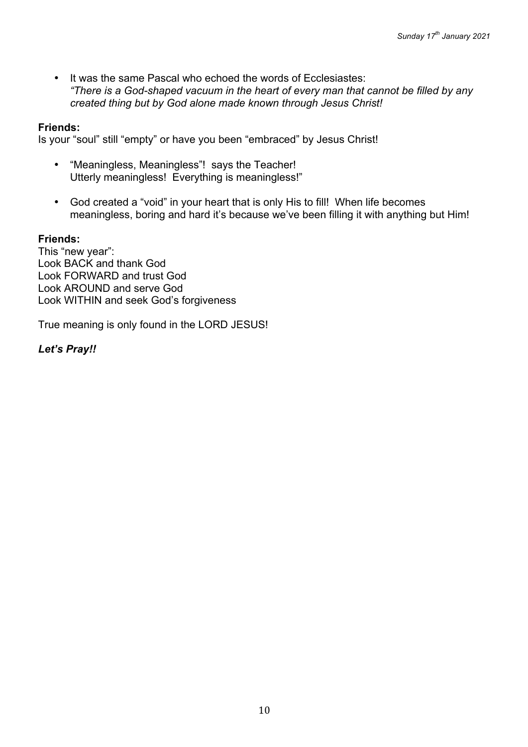- It was the same Pascal who echoed the words of Ecclesiastes:
  *"There is a God-shaped vacuum in the heart of every man that cannot be filled by any created thing but by God alone made known through Jesus Christ!*

**Friends:**
Is your "soul" still "empty" or have you been "embraced" by Jesus Christ!

- "Meaningless, Meaningless"! says the Teacher!
  Utterly meaningless! Everything is meaningless!"

- God created a "void" in your heart that is only His to fill! When life becomes meaningless, boring and hard it's because we've been filling it with anything but Him!

**Friends:**
This "new year":
Look BACK and thank God
Look FORWARD and trust God
Look AROUND and serve God
Look WITHIN and seek God's forgiveness

True meaning is only found in the LORD JESUS!

***Let's Pray!!***